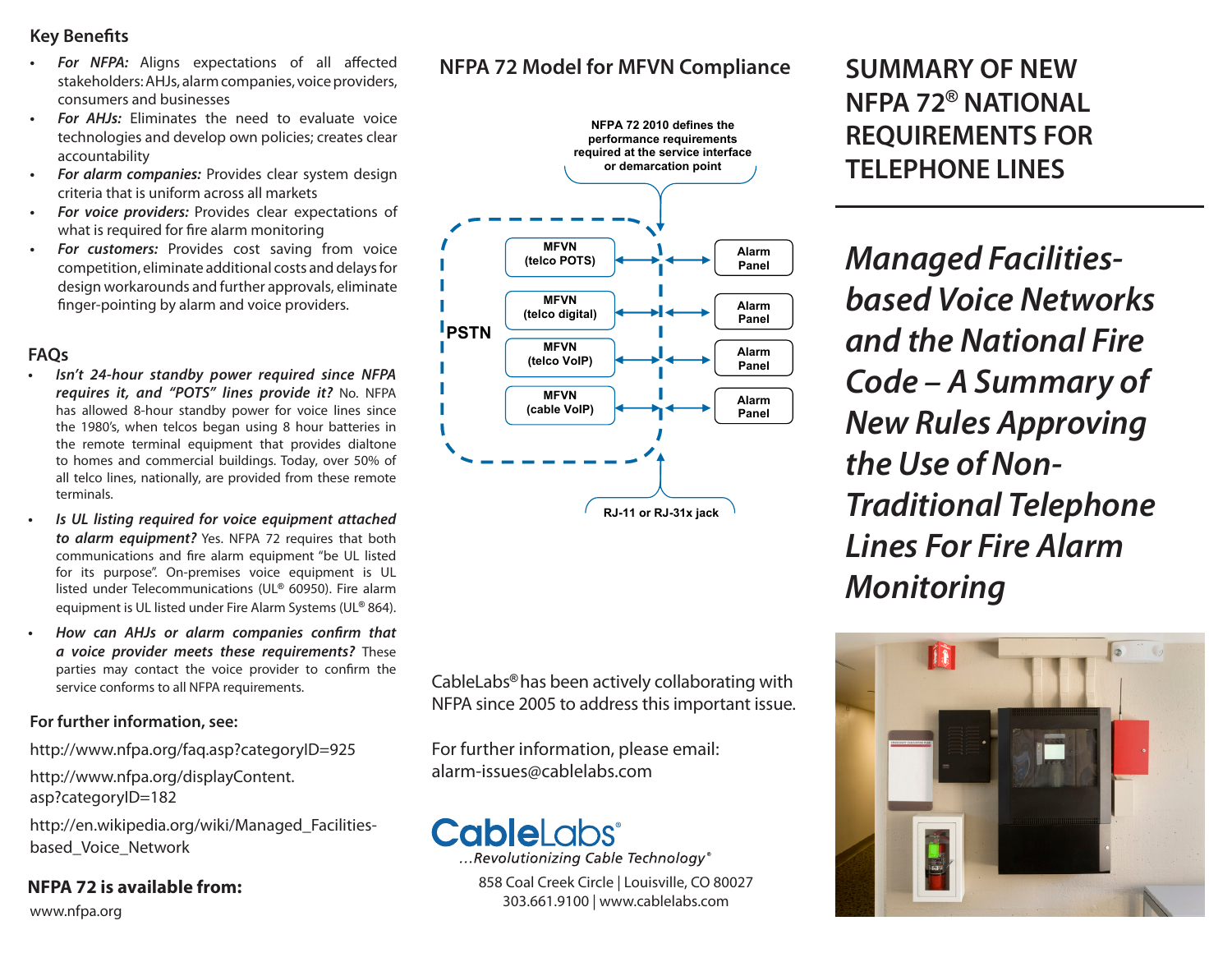## Key Benefits

- ***For NFPA:*** Aligns expectations of all affected stakeholders: AHJs, alarm companies, voice providers, consumers and businesses
- ***For AHJs:*** Eliminates the need to evaluate voice technologies and develop own policies; creates clear accountability
- ***For alarm companies:*** Provides clear system design criteria that is uniform across all markets
- ***For voice providers:*** Provides clear expectations of what is required for fire alarm monitoring
- ***For customers:*** Provides cost saving from voice competition, eliminate additional costs and delays for design workarounds and further approvals, eliminate finger-pointing by alarm and voice providers.

## FAQs

- ***Isn't 24-hour standby power required since NFPA requires it, and "POTS" lines provide it?*** No. NFPA has allowed 8-hour standby power for voice lines since the 1980's, when telcos began using 8 hour batteries in the remote terminal equipment that provides dialtone to homes and commercial buildings. Today, over 50% of all telco lines, nationally, are provided from these remote terminals.
- ***Is UL listing required for voice equipment attached to alarm equipment?*** Yes. NFPA 72 requires that both communications and fire alarm equipment "be UL listed for its purpose". On-premises voice equipment is UL listed under Telecommunications (UL® 60950). Fire alarm equipment is UL listed under Fire Alarm Systems (UL® 864).
- ***How can AHJs or alarm companies confirm that a voice provider meets these requirements?*** These parties may contact the voice provider to confirm the service conforms to all NFPA requirements.

### For further information, see:

http://www.nfpa.org/faq.asp?categoryID=925

http://www.nfpa.org/displayContent.asp?categoryID=182

http://en.wikipedia.org/wiki/Managed_Facilities-based_Voice_Network

### NFPA 72 is available from:

www.nfpa.org

## NFPA 72 Model for MFVN Compliance

NFPA 72 2010 defines the performance requirements required at the service interface or demarcation point

PSTN

| MFVN | | Alarm Panel |
|---|---|---|
| MFVN (telco POTS) | ↔ | Alarm Panel |
| MFVN (telco digital) | ↔ | Alarm Panel |
| MFVN (telco VoIP) | ↔ | Alarm Panel |
| MFVN (cable VoIP) | ↔ | Alarm Panel |

RJ-11 or RJ-31x jack

CableLabs® has been actively collaborating with NFPA since 2005 to address this important issue.

For further information, please email: alarm-issues@cablelabs.com

CableLabs®
...Revolutionizing Cable Technology®

858 Coal Creek Circle | Louisville, CO 80027
303.661.9100 | www.cablelabs.com

# SUMMARY OF NEW NFPA 72® NATIONAL REQUIREMENTS FOR TELEPHONE LINES

## *Managed Facilities-based Voice Networks and the National Fire Code – A Summary of New Rules Approving the Use of Non-Traditional Telephone Lines For Fire Alarm Monitoring*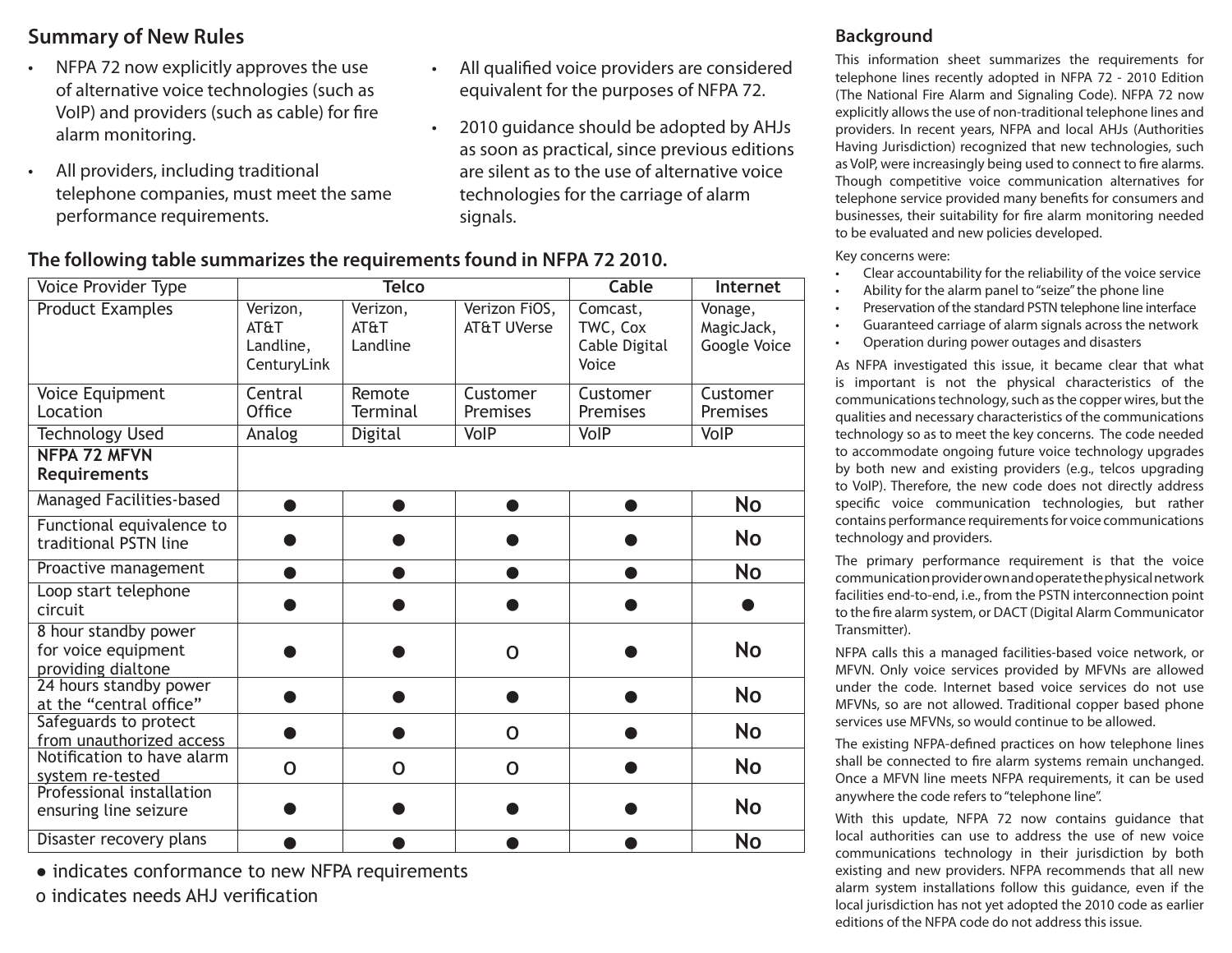## Summary of New Rules

- NFPA 72 now explicitly approves the use of alternative voice technologies (such as VoIP) and providers (such as cable) for fire alarm monitoring.
- All providers, including traditional telephone companies, must meet the same performance requirements.
- All qualified voice providers are considered equivalent for the purposes of NFPA 72.
- 2010 guidance should be adopted by AHJs as soon as practical, since previous editions are silent as to the use of alternative voice technologies for the carriage of alarm signals.

## The following table summarizes the requirements found in NFPA 72 2010.

| Voice Provider Type | Telco | | | Cable | Internet |
|---|---|---|---|---|---|
| Product Examples | Verizon, AT&T Landline, CenturyLink | Verizon, AT&T Landline | Verizon FiOS, AT&T UVerse | Comcast, TWC, Cox Cable Digital Voice | Vonage, MagicJack, Google Voice |
| Voice Equipment Location | Central Office | Remote Terminal | Customer Premises | Customer Premises | Customer Premises |
| Technology Used | Analog | Digital | VoIP | VoIP | VoIP |
| **NFPA 72 MFVN Requirements** | | | | | |
| Managed Facilities-based | ● | ● | ● | ● | No |
| Functional equivalence to traditional PSTN line | ● | ● | ● | ● | No |
| Proactive management | ● | ● | ● | ● | No |
| Loop start telephone circuit | ● | ● | ● | ● | ● |
| 8 hour standby power for voice equipment providing dialtone | ● | ● | o | ● | No |
| 24 hours standby power at the "central office" | ● | ● | ● | ● | No |
| Safeguards to protect from unauthorized access | ● | ● | o | ● | No |
| Notification to have alarm system re-tested | o | o | o | ● | No |
| Professional installation ensuring line seizure | ● | ● | ● | ● | No |
| Disaster recovery plans | ● | ● | ● | ● | No |

● indicates conformance to new NFPA requirements

o indicates needs AHJ verification

## Background

This information sheet summarizes the requirements for telephone lines recently adopted in NFPA 72 - 2010 Edition (The National Fire Alarm and Signaling Code). NFPA 72 now explicitly allows the use of non-traditional telephone lines and providers. In recent years, NFPA and local AHJs (Authorities Having Jurisdiction) recognized that new technologies, such as VoIP, were increasingly being used to connect to fire alarms. Though competitive voice communication alternatives for telephone service provided many benefits for consumers and businesses, their suitability for fire alarm monitoring needed to be evaluated and new policies developed.

Key concerns were:

- Clear accountability for the reliability of the voice service
- Ability for the alarm panel to "seize" the phone line
- Preservation of the standard PSTN telephone line interface
- Guaranteed carriage of alarm signals across the network
- Operation during power outages and disasters

As NFPA investigated this issue, it became clear that what is important is not the physical characteristics of the communications technology, such as the copper wires, but the qualities and necessary characteristics of the communications technology so as to meet the key concerns. The code needed to accommodate ongoing future voice technology upgrades by both new and existing providers (e.g., telcos upgrading to VoIP). Therefore, the new code does not directly address specific voice communication technologies, but rather contains performance requirements for voice communications technology and providers.

The primary performance requirement is that the voice communication provider own and operate the physical network facilities end-to-end, i.e., from the PSTN interconnection point to the fire alarm system, or DACT (Digital Alarm Communicator Transmitter).

NFPA calls this a managed facilities-based voice network, or MFVN. Only voice services provided by MFVNs are allowed under the code. Internet based voice services do not use MFVNs, so are not allowed. Traditional copper based phone services use MFVNs, so would continue to be allowed.

The existing NFPA-defined practices on how telephone lines shall be connected to fire alarm systems remain unchanged. Once a MFVN line meets NFPA requirements, it can be used anywhere the code refers to "telephone line".

With this update, NFPA 72 now contains guidance that local authorities can use to address the use of new voice communications technology in their jurisdiction by both existing and new providers. NFPA recommends that all new alarm system installations follow this guidance, even if the local jurisdiction has not yet adopted the 2010 code as earlier editions of the NFPA code do not address this issue.